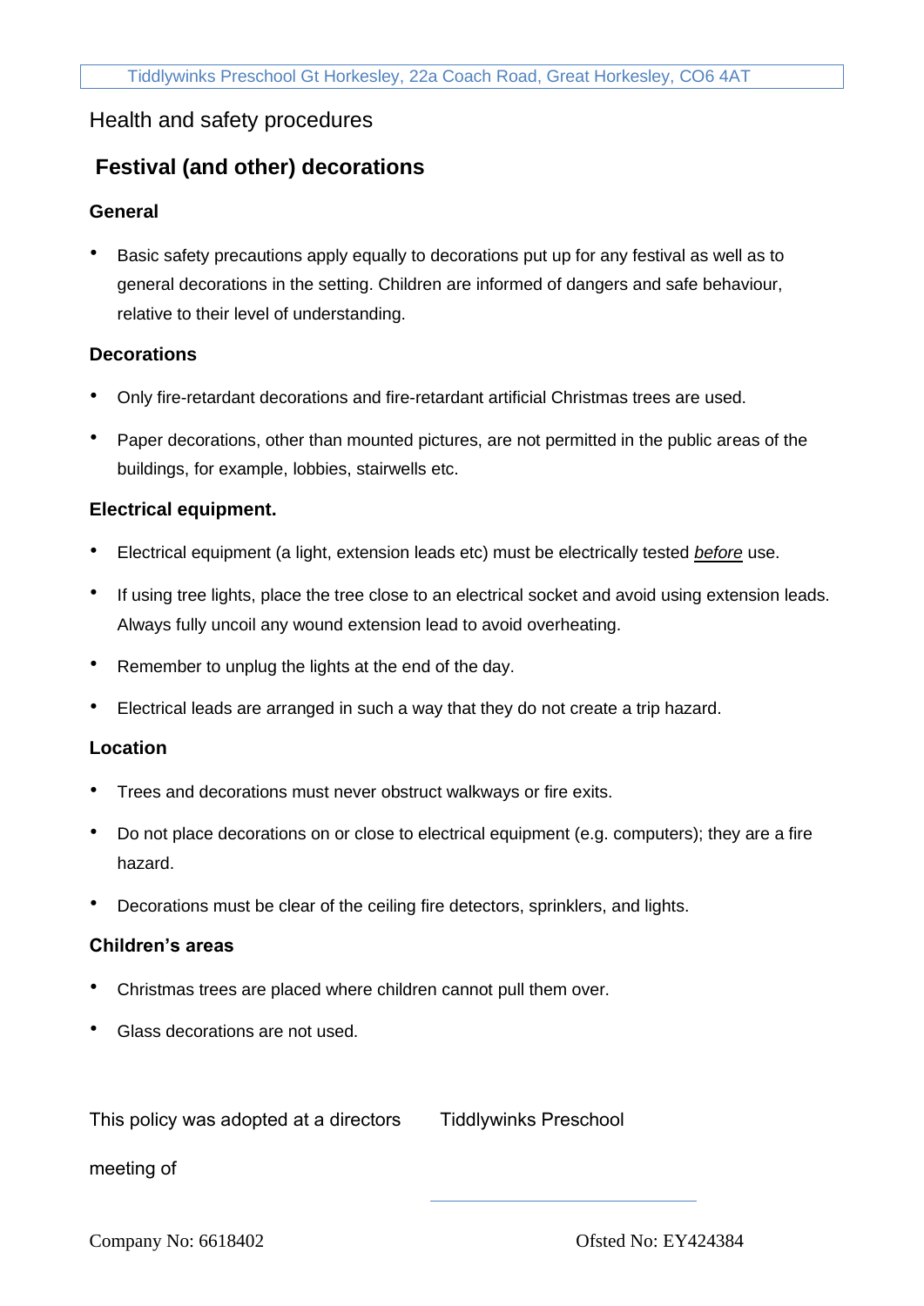Tiddlywinks Preschool Gt Horkesley, 22a Coach Road, Great Horkesley, CO6 4AT

Health and safety procedures

## Festival (and other) decorations

### General

- Basic safety precautions apply equally to decorations put up for any festival as well as to general decorations in the setting. Children are informed of dangers and safe behaviour, relative to their level of understanding.

### Decorations

- Only fire-retardant decorations and fire-retardant artificial Christmas trees are used.
- Paper decorations, other than mounted pictures, are not permitted in the public areas of the buildings, for example, lobbies, stairwells etc.

### Electrical equipment.

- Electrical equipment (a light, extension leads etc) must be electrically tested ***before*** use.
- If using tree lights, place the tree close to an electrical socket and avoid using extension leads. Always fully uncoil any wound extension lead to avoid overheating.
- Remember to unplug the lights at the end of the day.
- Electrical leads are arranged in such a way that they do not create a trip hazard.

### Location

- Trees and decorations must never obstruct walkways or fire exits.
- Do not place decorations on or close to electrical equipment (e.g. computers); they are a fire hazard.
- Decorations must be clear of the ceiling fire detectors, sprinklers, and lights.

### Children's areas

- Christmas trees are placed where children cannot pull them over.
- Glass decorations are not used.

This policy was adopted at a directors meeting of Tiddlywinks Preschool

Company No: 6618402 Ofsted No: EY424384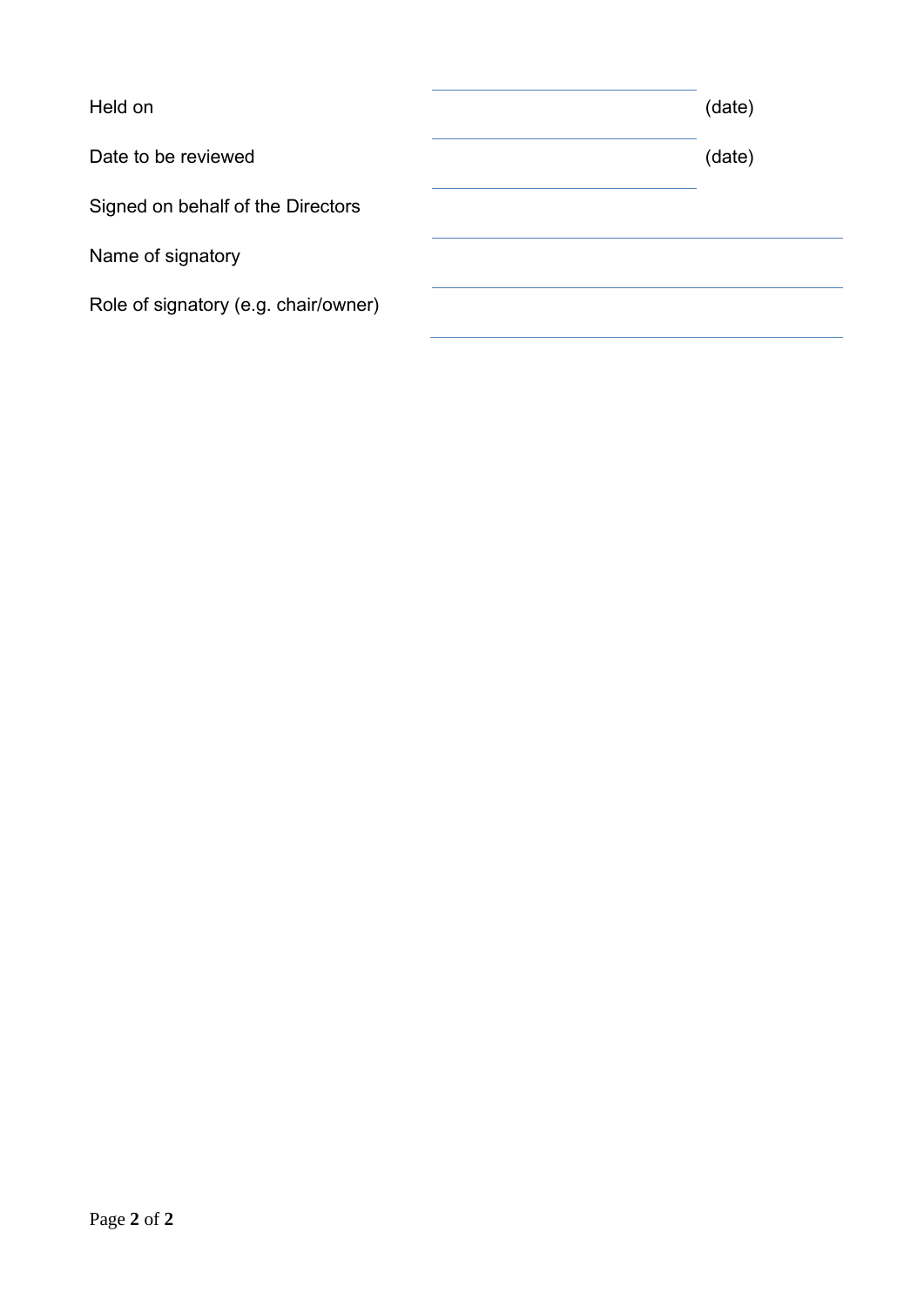| | | |
|---|---|---|
| Held on | | (date) |
| Date to be reviewed | | (date) |
| Signed on behalf of the Directors | | |
| Name of signatory | | |
| Role of signatory (e.g. chair/owner) | | |